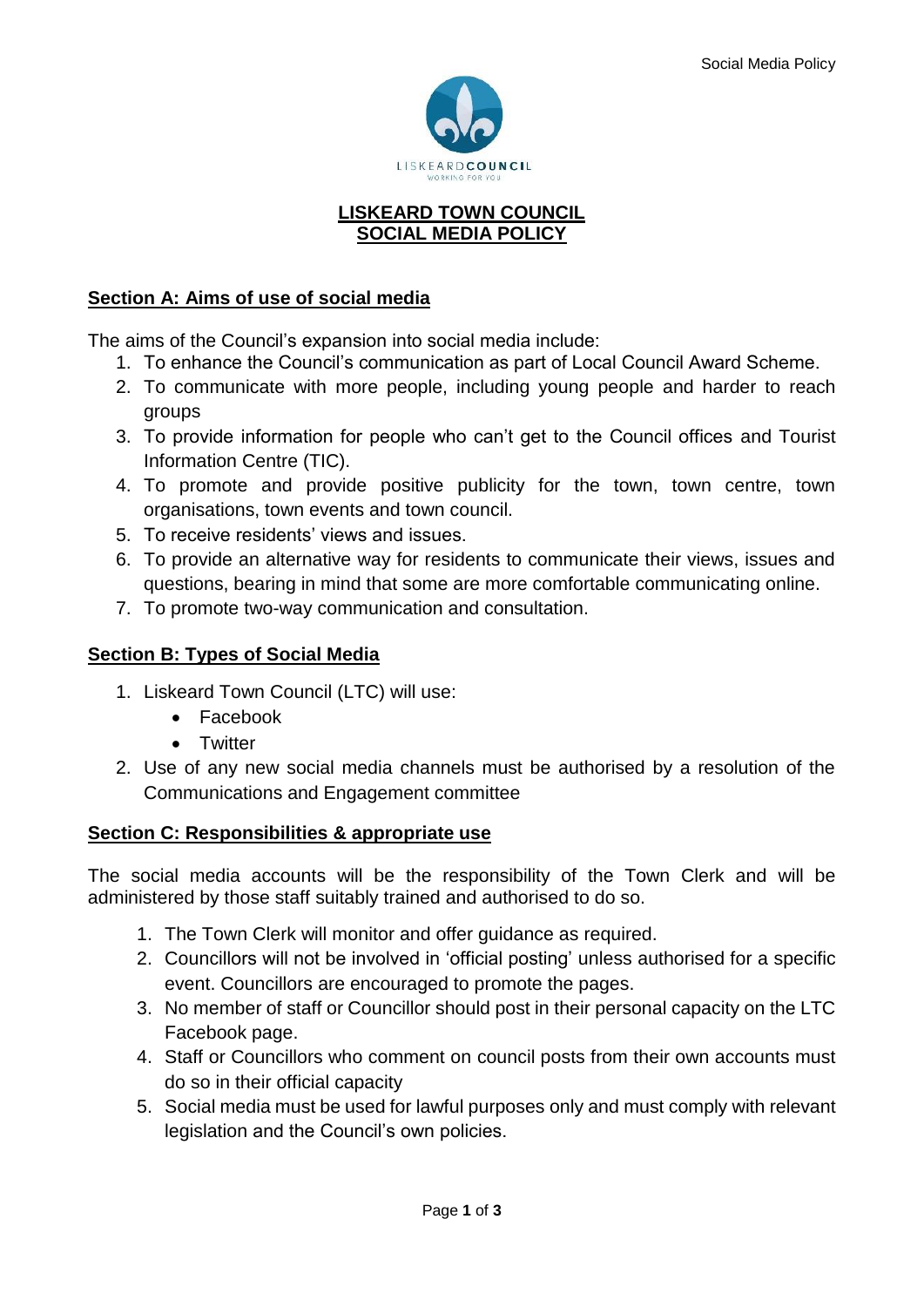# LISKEARD TOWN COUNCIL
# SOCIAL MEDIA POLICY

## Section A: Aims of use of social media

The aims of the Council's expansion into social media include:

1. To enhance the Council's communication as part of Local Council Award Scheme.
2. To communicate with more people, including young people and harder to reach groups
3. To provide information for people who can't get to the Council offices and Tourist Information Centre (TIC).
4. To promote and provide positive publicity for the town, town centre, town organisations, town events and town council.
5. To receive residents' views and issues.
6. To provide an alternative way for residents to communicate their views, issues and questions, bearing in mind that some are more comfortable communicating online.
7. To promote two-way communication and consultation.

## Section B: Types of Social Media

1. Liskeard Town Council (LTC) will use:
   - Facebook
   - Twitter
2. Use of any new social media channels must be authorised by a resolution of the Communications and Engagement committee

## Section C: Responsibilities & appropriate use

The social media accounts will be the responsibility of the Town Clerk and will be administered by those staff suitably trained and authorised to do so.

1. The Town Clerk will monitor and offer guidance as required.
2. Councillors will not be involved in 'official posting' unless authorised for a specific event. Councillors are encouraged to promote the pages.
3. No member of staff or Councillor should post in their personal capacity on the LTC Facebook page.
4. Staff or Councillors who comment on council posts from their own accounts must do so in their official capacity
5. Social media must be used for lawful purposes only and must comply with relevant legislation and the Council's own policies.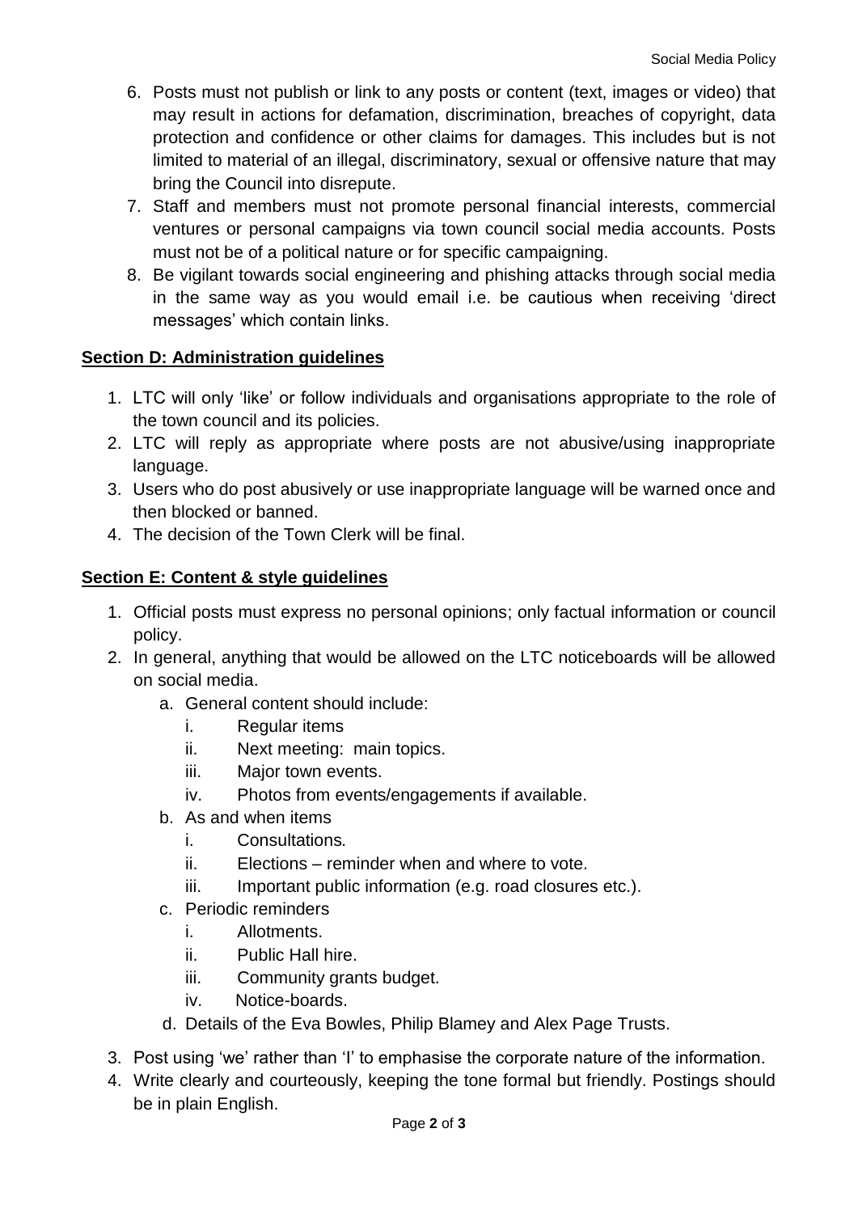6. Posts must not publish or link to any posts or content (text, images or video) that may result in actions for defamation, discrimination, breaches of copyright, data protection and confidence or other claims for damages. This includes but is not limited to material of an illegal, discriminatory, sexual or offensive nature that may bring the Council into disrepute.
7. Staff and members must not promote personal financial interests, commercial ventures or personal campaigns via town council social media accounts. Posts must not be of a political nature or for specific campaigning.
8. Be vigilant towards social engineering and phishing attacks through social media in the same way as you would email i.e. be cautious when receiving 'direct messages' which contain links.

**Section D: Administration guidelines**

1. LTC will only 'like' or follow individuals and organisations appropriate to the role of the town council and its policies.
2. LTC will reply as appropriate where posts are not abusive/using inappropriate language.
3. Users who do post abusively or use inappropriate language will be warned once and then blocked or banned.
4. The decision of the Town Clerk will be final.

**Section E: Content & style guidelines**

1. Official posts must express no personal opinions; only factual information or council policy.
2. In general, anything that would be allowed on the LTC noticeboards will be allowed on social media.
   a. General content should include:
      i. Regular items
      ii. Next meeting: main topics.
      iii. Major town events.
      iv. Photos from events/engagements if available.
   b. As and when items
      i. Consultations.
      ii. Elections – reminder when and where to vote.
      iii. Important public information (e.g. road closures etc.).
   c. Periodic reminders
      i. Allotments.
      ii. Public Hall hire.
      iii. Community grants budget.
      iv. Notice-boards.
   d. Details of the Eva Bowles, Philip Blamey and Alex Page Trusts.
3. Post using 'we' rather than 'I' to emphasise the corporate nature of the information.
4. Write clearly and courteously, keeping the tone formal but friendly. Postings should be in plain English.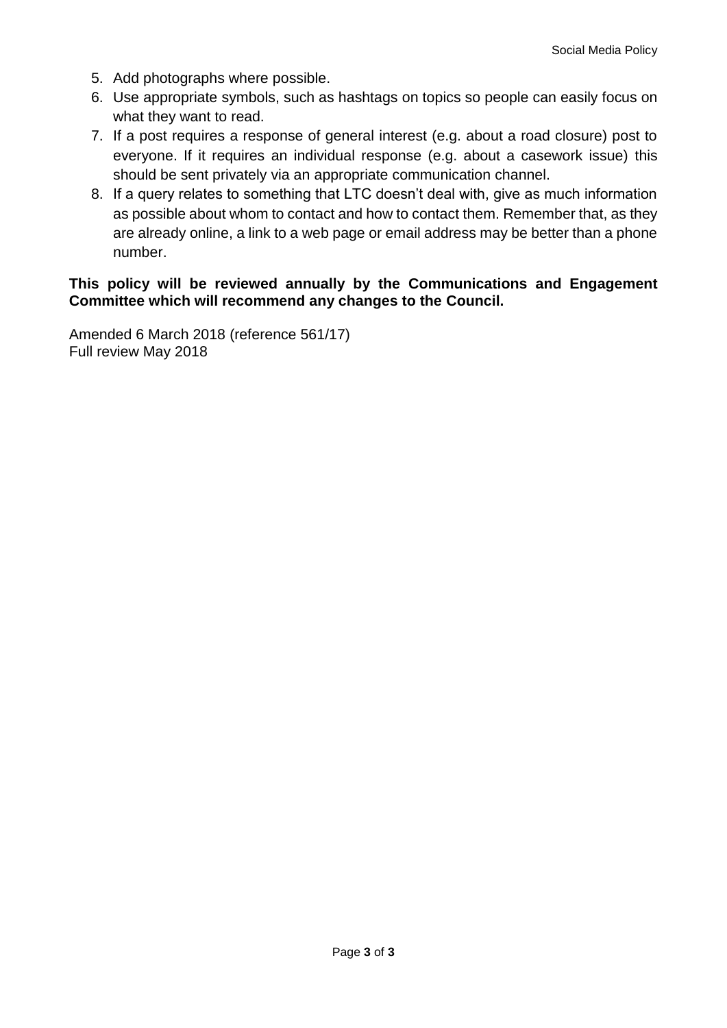5. Add photographs where possible.
6. Use appropriate symbols, such as hashtags on topics so people can easily focus on what they want to read.
7. If a post requires a response of general interest (e.g. about a road closure) post to everyone. If it requires an individual response (e.g. about a casework issue) this should be sent privately via an appropriate communication channel.
8. If a query relates to something that LTC doesn't deal with, give as much information as possible about whom to contact and how to contact them. Remember that, as they are already online, a link to a web page or email address may be better than a phone number.

**This policy will be reviewed annually by the Communications and Engagement Committee which will recommend any changes to the Council.**

Amended 6 March 2018 (reference 561/17)
Full review May 2018